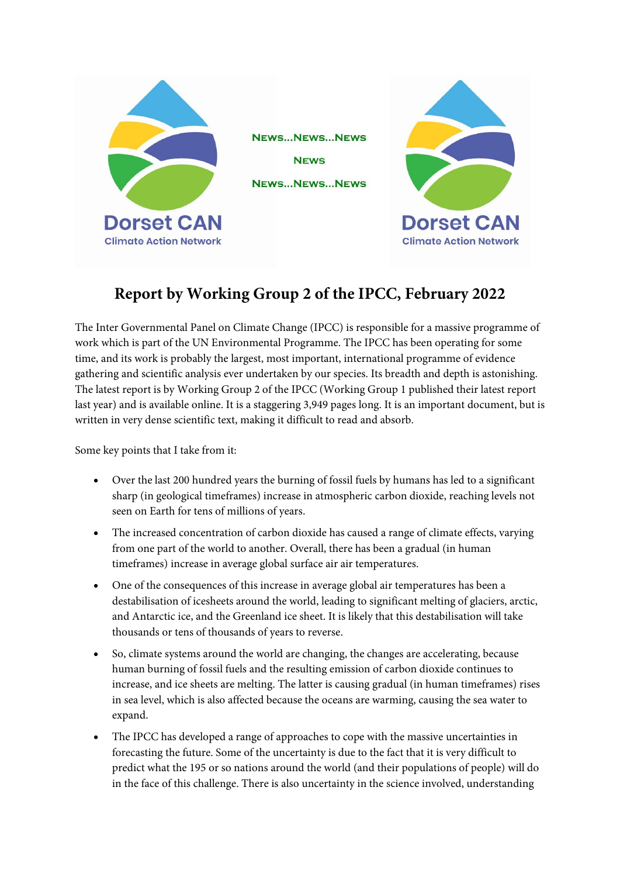News...News...News

News

News...News...News

# Report by Working Group 2 of the IPCC, February 2022

The Inter Governmental Panel on Climate Change (IPCC) is responsible for a massive programme of work which is part of the UN Environmental Programme. The IPCC has been operating for some time, and its work is probably the largest, most important, international programme of evidence gathering and scientific analysis ever undertaken by our species. Its breadth and depth is astonishing. The latest report is by Working Group 2 of the IPCC (Working Group 1 published their latest report last year) and is available online. It is a staggering 3,949 pages long. It is an important document, but is written in very dense scientific text, making it difficult to read and absorb.

Some key points that I take from it:

- Over the last 200 hundred years the burning of fossil fuels by humans has led to a significant sharp (in geological timeframes) increase in atmospheric carbon dioxide, reaching levels not seen on Earth for tens of millions of years.
- The increased concentration of carbon dioxide has caused a range of climate effects, varying from one part of the world to another. Overall, there has been a gradual (in human timeframes) increase in average global surface air air temperatures.
- One of the consequences of this increase in average global air temperatures has been a destabilisation of icesheets around the world, leading to significant melting of glaciers, arctic, and Antarctic ice, and the Greenland ice sheet. It is likely that this destabilisation will take thousands or tens of thousands of years to reverse.
- So, climate systems around the world are changing, the changes are accelerating, because human burning of fossil fuels and the resulting emission of carbon dioxide continues to increase, and ice sheets are melting. The latter is causing gradual (in human timeframes) rises in sea level, which is also affected because the oceans are warming, causing the sea water to expand.
- The IPCC has developed a range of approaches to cope with the massive uncertainties in forecasting the future. Some of the uncertainty is due to the fact that it is very difficult to predict what the 195 or so nations around the world (and their populations of people) will do in the face of this challenge. There is also uncertainty in the science involved, understanding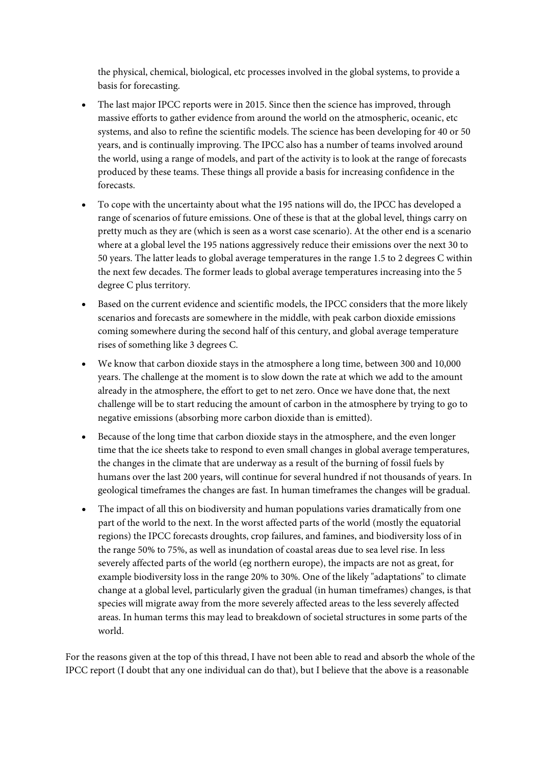the physical, chemical, biological, etc processes involved in the global systems, to provide a basis for forecasting.

- The last major IPCC reports were in 2015. Since then the science has improved, through massive efforts to gather evidence from around the world on the atmospheric, oceanic, etc systems, and also to refine the scientific models. The science has been developing for 40 or 50 years, and is continually improving. The IPCC also has a number of teams involved around the world, using a range of models, and part of the activity is to look at the range of forecasts produced by these teams. These things all provide a basis for increasing confidence in the forecasts.
- To cope with the uncertainty about what the 195 nations will do, the IPCC has developed a range of scenarios of future emissions. One of these is that at the global level, things carry on pretty much as they are (which is seen as a worst case scenario). At the other end is a scenario where at a global level the 195 nations aggressively reduce their emissions over the next 30 to 50 years. The latter leads to global average temperatures in the range 1.5 to 2 degrees C within the next few decades. The former leads to global average temperatures increasing into the 5 degree C plus territory.
- Based on the current evidence and scientific models, the IPCC considers that the more likely scenarios and forecasts are somewhere in the middle, with peak carbon dioxide emissions coming somewhere during the second half of this century, and global average temperature rises of something like 3 degrees C.
- We know that carbon dioxide stays in the atmosphere a long time, between 300 and 10,000 years. The challenge at the moment is to slow down the rate at which we add to the amount already in the atmosphere, the effort to get to net zero. Once we have done that, the next challenge will be to start reducing the amount of carbon in the atmosphere by trying to go to negative emissions (absorbing more carbon dioxide than is emitted).
- Because of the long time that carbon dioxide stays in the atmosphere, and the even longer time that the ice sheets take to respond to even small changes in global average temperatures, the changes in the climate that are underway as a result of the burning of fossil fuels by humans over the last 200 years, will continue for several hundred if not thousands of years. In geological timeframes the changes are fast. In human timeframes the changes will be gradual.
- The impact of all this on biodiversity and human populations varies dramatically from one part of the world to the next. In the worst affected parts of the world (mostly the equatorial regions) the IPCC forecasts droughts, crop failures, and famines, and biodiversity loss of in the range 50% to 75%, as well as inundation of coastal areas due to sea level rise. In less severely affected parts of the world (eg northern europe), the impacts are not as great, for example biodiversity loss in the range 20% to 30%. One of the likely "adaptations" to climate change at a global level, particularly given the gradual (in human timeframes) changes, is that species will migrate away from the more severely affected areas to the less severely affected areas. In human terms this may lead to breakdown of societal structures in some parts of the world.

For the reasons given at the top of this thread, I have not been able to read and absorb the whole of the IPCC report (I doubt that any one individual can do that), but I believe that the above is a reasonable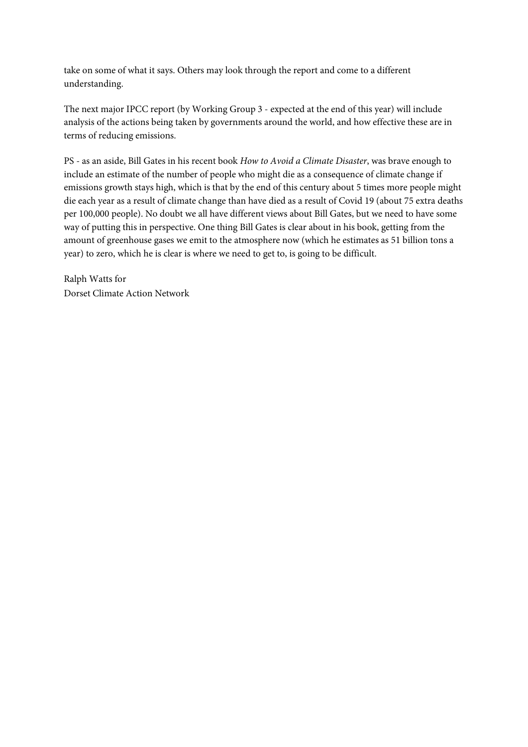take on some of what it says. Others may look through the report and come to a different understanding.

The next major IPCC report (by Working Group 3 - expected at the end of this year) will include analysis of the actions being taken by governments around the world, and how effective these are in terms of reducing emissions.

PS - as an aside, Bill Gates in his recent book *How to Avoid a Climate Disaster*, was brave enough to include an estimate of the number of people who might die as a consequence of climate change if emissions growth stays high, which is that by the end of this century about 5 times more people might die each year as a result of climate change than have died as a result of Covid 19 (about 75 extra deaths per 100,000 people). No doubt we all have different views about Bill Gates, but we need to have some way of putting this in perspective. One thing Bill Gates is clear about in his book, getting from the amount of greenhouse gases we emit to the atmosphere now (which he estimates as 51 billion tons a year) to zero, which he is clear is where we need to get to, is going to be difficult.

Ralph Watts for
Dorset Climate Action Network